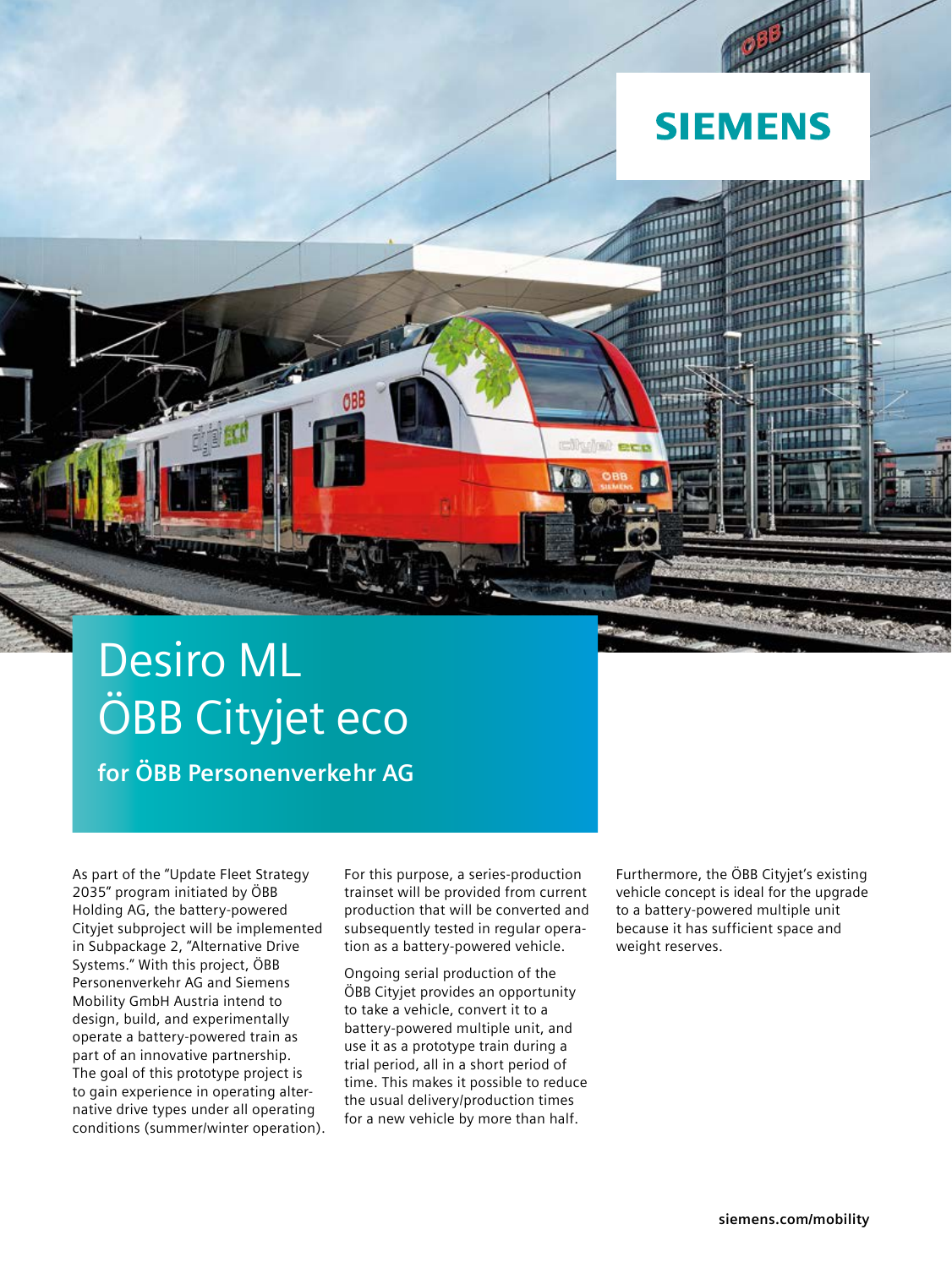# Desiro ML ÖBB Cityjet eco

## for ÖBB Personenverkehr AG

As part of the "Update Fleet Strategy 2035" program initiated by ÖBB Holding AG, the battery-powered Cityjet subproject will be implemented in Subpackage 2, "Alternative Drive Systems." With this project, ÖBB Personenverkehr AG and Siemens Mobility GmbH Austria intend to design, build, and experimentally operate a battery-powered train as part of an innovative partnership. The goal of this prototype project is to gain experience in operating alternative drive types under all operating conditions (summer/winter operation).

For this purpose, a series-production trainset will be provided from current production that will be converted and subsequently tested in regular operation as a battery-powered vehicle.

Ongoing serial production of the ÖBB Cityjet provides an opportunity to take a vehicle, convert it to a battery-powered multiple unit, and use it as a prototype train during a trial period, all in a short period of time. This makes it possible to reduce the usual delivery/production times for a new vehicle by more than half.

Furthermore, the ÖBB Cityjet's existing vehicle concept is ideal for the upgrade to a battery-powered multiple unit because it has sufficient space and weight reserves.

siemens.com/mobility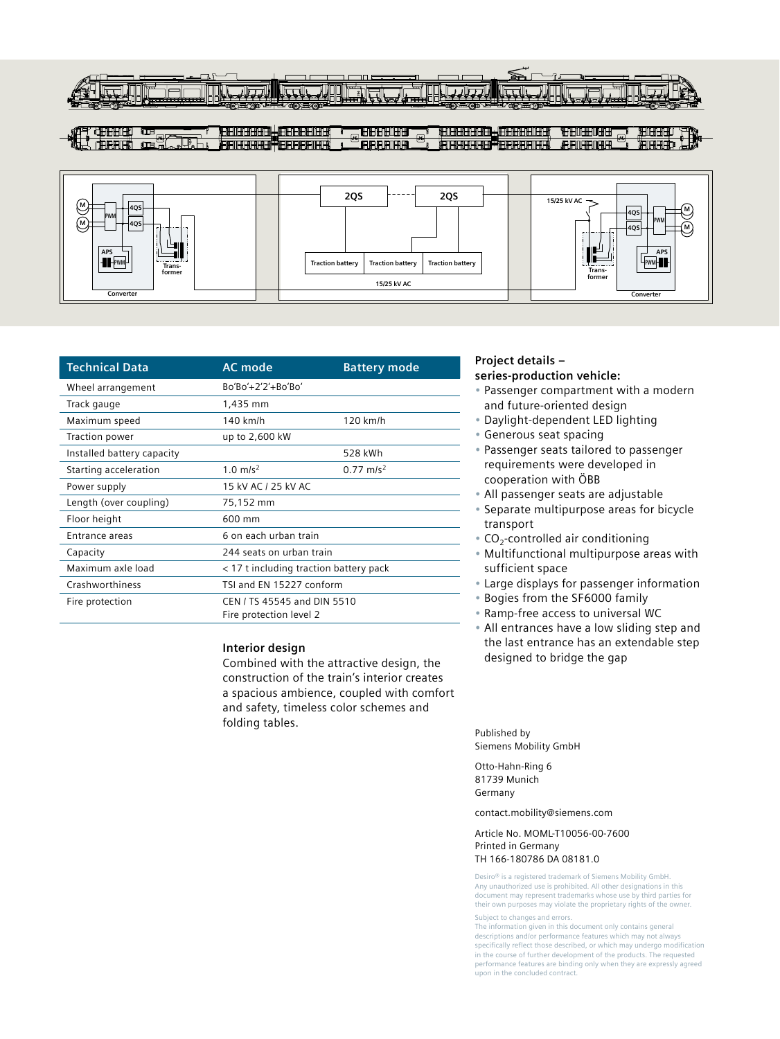2QS

2QS

M

M

PWM

4QS

4QS

APS

PWM

Trans-
former

Converter

Traction battery

Traction battery

Traction battery

15/25 kV AC

15/25 kV AC

4QS

4QS

PWM

M

M

APS

PWM

Trans-
former

Converter

| Technical Data | AC mode | Battery mode |
|---|---|---|
| Wheel arrangement | Bo'Bo'+2'2'+Bo'Bo' | |
| Track gauge | 1,435 mm | |
| Maximum speed | 140 km/h | 120 km/h |
| Traction power | up to 2,600 kW | |
| Installed battery capacity | | 528 kWh |
| Starting acceleration | 1.0 $m/s^2$ | 0.77 $m/s^2$ |
| Power supply | 15 kV AC / 25 kV AC | |
| Length (over coupling) | 75,152 mm | |
| Floor height | 600 mm | |
| Entrance areas | 6 on each urban train | |
| Capacity | 244 seats on urban train | |
| Maximum axle load | < 17 t including traction battery pack | |
| Crashworthiness | TSI and EN 15227 conform | |
| Fire protection | CEN / TS 45545 and DIN 5510 Fire protection level 2 | |

### Interior design

Combined with the attractive design, the construction of the train's interior creates a spacious ambience, coupled with comfort and safety, timeless color schemes and folding tables.

### Project details – series-production vehicle:

- Passenger compartment with a modern and future-oriented design
- Daylight-dependent LED lighting
- Generous seat spacing
- Passenger seats tailored to passenger requirements were developed in cooperation with ÖBB
- All passenger seats are adjustable
- Separate multipurpose areas for bicycle transport
- $CO_2$-controlled air conditioning
- Multifunctional multipurpose areas with sufficient space
- Large displays for passenger information
- Bogies from the SF6000 family
- Ramp-free access to universal WC
- All entrances have a low sliding step and the last entrance has an extendable step designed to bridge the gap

Published by
Siemens Mobility GmbH

Otto-Hahn-Ring 6
81739 Munich
Germany

contact.mobility@siemens.com

Article No. MOML-T10056-00-7600
Printed in Germany
TH 166-180786 DA 08181.0

Desiro® is a registered trademark of Siemens Mobility GmbH. Any unauthorized use is prohibited. All other designations in this document may represent trademarks whose use by third parties for their own purposes may violate the proprietary rights of the owner.

Subject to changes and errors.
The information given in this document only contains general descriptions and/or performance features which may not always specifically reflect those described, or which may undergo modification in the course of further development of the products. The requested performance features are binding only when they are expressly agreed upon in the concluded contract.